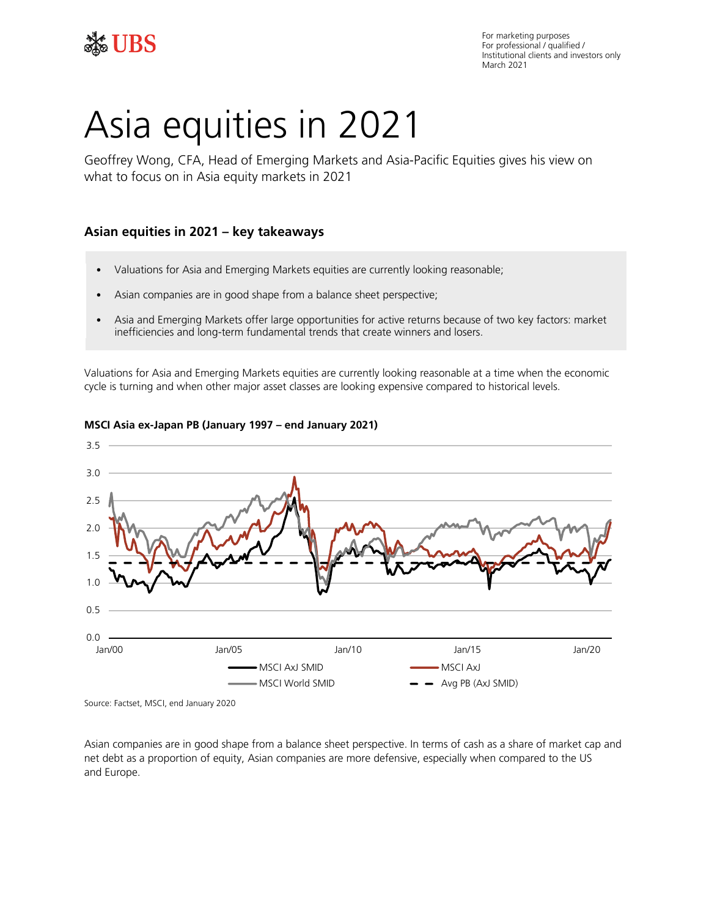For marketing purposes
For professional / qualified / Institutional clients and investors only
March 2021

# Asia equities in 2021

Geoffrey Wong, CFA, Head of Emerging Markets and Asia-Pacific Equities gives his view on what to focus on in Asia equity markets in 2021

## Asian equities in 2021 – key takeaways

- Valuations for Asia and Emerging Markets equities are currently looking reasonable;
- Asian companies are in good shape from a balance sheet perspective;
- Asia and Emerging Markets offer large opportunities for active returns because of two key factors: market inefficiencies and long-term fundamental trends that create winners and losers.

Valuations for Asia and Emerging Markets equities are currently looking reasonable at a time when the economic cycle is turning and when other major asset classes are looking expensive compared to historical levels.

**MSCI Asia ex-Japan PB (January 1997 – end January 2021)**

Source: Factset, MSCI, end January 2020

Asian companies are in good shape from a balance sheet perspective. In terms of cash as a share of market cap and net debt as a proportion of equity, Asian companies are more defensive, especially when compared to the US and Europe.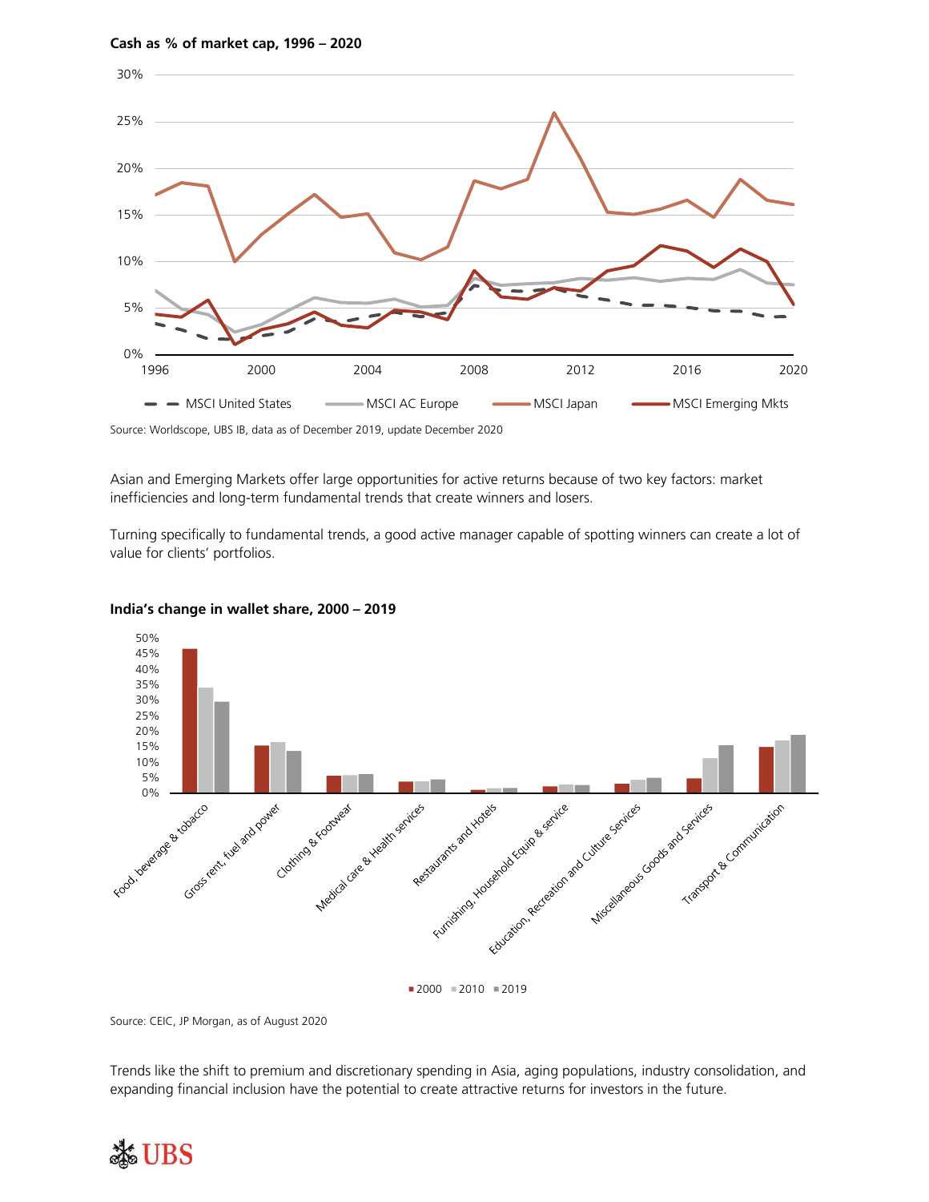**Cash as % of market cap, 1996 – 2020**

Source: Worldscope, UBS IB, data as of December 2019, update December 2020

Asian and Emerging Markets offer large opportunities for active returns because of two key factors: market inefficiencies and long-term fundamental trends that create winners and losers.

Turning specifically to fundamental trends, a good active manager capable of spotting winners can create a lot of value for clients' portfolios.

**India's change in wallet share, 2000 – 2019**

Source: CEIC, JP Morgan, as of August 2020

Trends like the shift to premium and discretionary spending in Asia, aging populations, industry consolidation, and expanding financial inclusion have the potential to create attractive returns for investors in the future.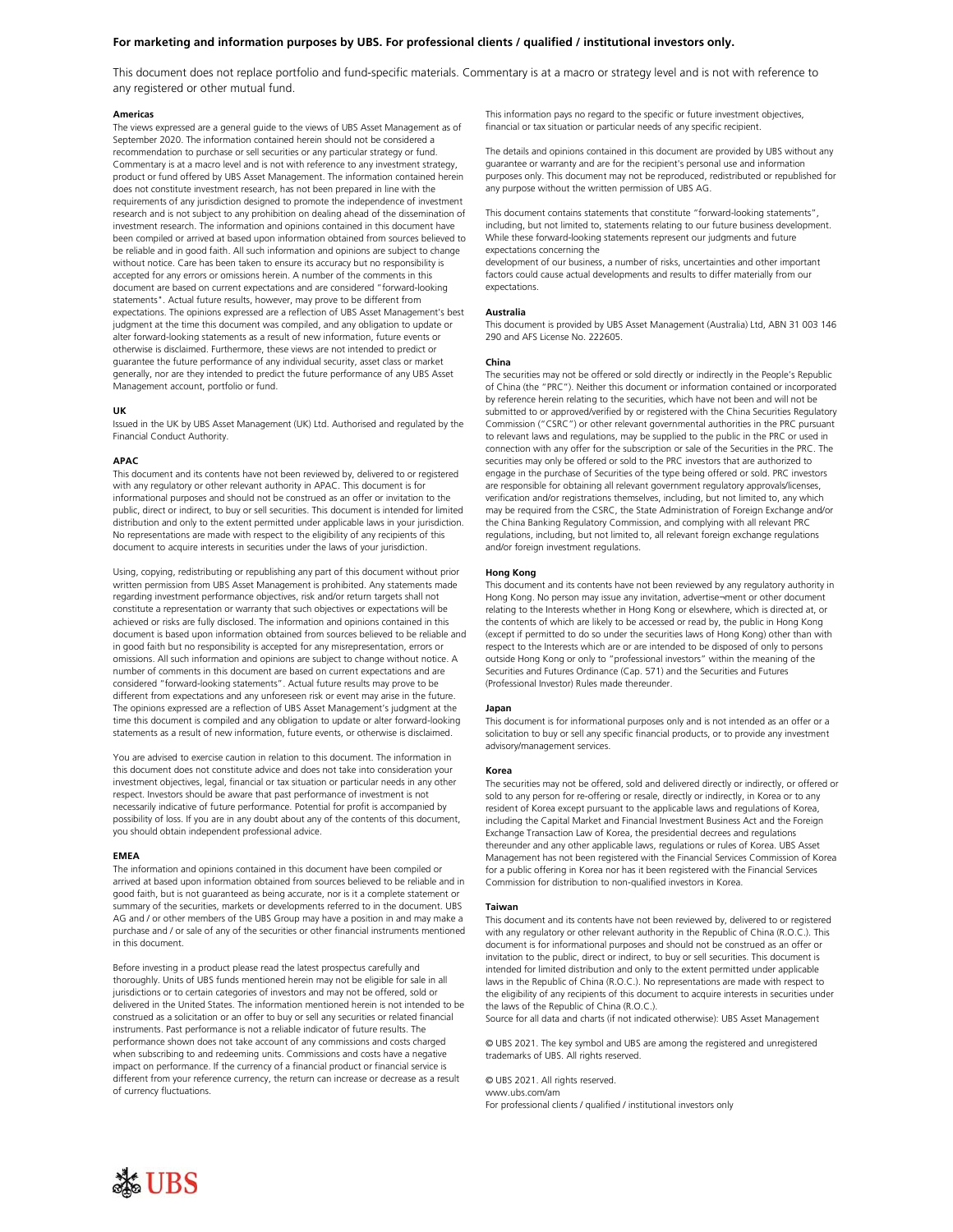**For marketing and information purposes by UBS. For professional clients / qualified / institutional investors only.**

This document does not replace portfolio and fund-specific materials. Commentary is at a macro or strategy level and is not with reference to any registered or other mutual fund.

**Americas**

The views expressed are a general guide to the views of UBS Asset Management as of September 2020. The information contained herein should not be considered a recommendation to purchase or sell securities or any particular strategy or fund. Commentary is at a macro level and is not with reference to any investment strategy, product or fund offered by UBS Asset Management. The information contained herein does not constitute investment research, has not been prepared in line with the requirements of any jurisdiction designed to promote the independence of investment research and is not subject to any prohibition on dealing ahead of the dissemination of investment research. The information and opinions contained in this document have been compiled or arrived at based upon information obtained from sources believed to be reliable and in good faith. All such information and opinions are subject to change without notice. Care has been taken to ensure its accuracy but no responsibility is accepted for any errors or omissions herein. A number of the comments in this document are based on current expectations and are considered "forward-looking statements". Actual future results, however, may prove to be different from expectations. The opinions expressed are a reflection of UBS Asset Management's best judgment at the time this document was compiled, and any obligation to update or alter forward-looking statements as a result of new information, future events or otherwise is disclaimed. Furthermore, these views are not intended to predict or guarantee the future performance of any individual security, asset class or market generally, nor are they intended to predict the future performance of any UBS Asset Management account, portfolio or fund.

**UK**

Issued in the UK by UBS Asset Management (UK) Ltd. Authorised and regulated by the Financial Conduct Authority.

**APAC**

This document and its contents have not been reviewed by, delivered to or registered with any regulatory or other relevant authority in APAC. This document is for informational purposes and should not be construed as an offer or invitation to the public, direct or indirect, to buy or sell securities. This document is intended for limited distribution and only to the extent permitted under applicable laws in your jurisdiction. No representations are made with respect to the eligibility of any recipients of this document to acquire interests in securities under the laws of your jurisdiction.

Using, copying, redistributing or republishing any part of this document without prior written permission from UBS Asset Management is prohibited. Any statements made regarding investment performance objectives, risk and/or return targets shall not constitute a representation or warranty that such objectives or expectations will be achieved or risks are fully disclosed. The information and opinions contained in this document is based upon information obtained from sources believed to be reliable and in good faith but no responsibility is accepted for any misrepresentation, errors or omissions. All such information and opinions are subject to change without notice. A number of comments in this document are based on current expectations and are considered "forward-looking statements". Actual future results may prove to be different from expectations and any unforeseen risk or event may arise in the future. The opinions expressed are a reflection of UBS Asset Management's judgment at the time this document is compiled and any obligation to update or alter forward-looking statements as a result of new information, future events, or otherwise is disclaimed.

You are advised to exercise caution in relation to this document. The information in this document does not constitute advice and does not take into consideration your investment objectives, legal, financial or tax situation or particular needs in any other respect. Investors should be aware that past performance of investment is not necessarily indicative of future performance. Potential for profit is accompanied by possibility of loss. If you are in any doubt about any of the contents of this document, you should obtain independent professional advice.

**EMEA**

The information and opinions contained in this document have been compiled or arrived at based upon information obtained from sources believed to be reliable and in good faith, but is not guaranteed as being accurate, nor is it a complete statement or summary of the securities, markets or developments referred to in the document. UBS AG and / or other members of the UBS Group may have a position in and may make a purchase and / or sale of any of the securities or other financial instruments mentioned in this document.

Before investing in a product please read the latest prospectus carefully and thoroughly. Units of UBS funds mentioned herein may not be eligible for sale in all jurisdictions or to certain categories of investors and may not be offered, sold or delivered in the United States. The information mentioned herein is not intended to be construed as a solicitation or an offer to buy or sell any securities or related financial instruments. Past performance is not a reliable indicator of future results. The performance shown does not take account of any commissions and costs charged when subscribing to and redeeming units. Commissions and costs have a negative impact on performance. If the currency of a financial product or financial service is different from your reference currency, the return can increase or decrease as a result of currency fluctuations.

This information pays no regard to the specific or future investment objectives, financial or tax situation or particular needs of any specific recipient.

The details and opinions contained in this document are provided by UBS without any guarantee or warranty and are for the recipient's personal use and information purposes only. This document may not be reproduced, redistributed or republished for any purpose without the written permission of UBS AG.

This document contains statements that constitute "forward-looking statements", including, but not limited to, statements relating to our future business development. While these forward-looking statements represent our judgments and future expectations concerning the development of our business, a number of risks, uncertainties and other important factors could cause actual developments and results to differ materially from our expectations.

**Australia**

This document is provided by UBS Asset Management (Australia) Ltd, ABN 31 003 146 290 and AFS License No. 222605.

**China**

The securities may not be offered or sold directly or indirectly in the People's Republic of China (the "PRC"). Neither this document or information contained or incorporated by reference herein relating to the securities, which have not been and will not be submitted to or approved/verified by or registered with the China Securities Regulatory Commission ("CSRC") or other relevant governmental authorities in the PRC pursuant to relevant laws and regulations, may be supplied to the public in the PRC or used in connection with any offer for the subscription or sale of the Securities in the PRC. The securities may only be offered or sold to the PRC investors that are authorized to engage in the purchase of Securities of the type being offered or sold. PRC investors are responsible for obtaining all relevant government regulatory approvals/licenses, verification and/or registrations themselves, including, but not limited to, any which may be required from the CSRC, the State Administration of Foreign Exchange and/or the China Banking Regulatory Commission, and complying with all relevant PRC regulations, including, but not limited to, all relevant foreign exchange regulations and/or foreign investment regulations.

**Hong Kong**

This document and its contents have not been reviewed by any regulatory authority in Hong Kong. No person may issue any invitation, advertise¬ment or other document relating to the Interests whether in Hong Kong or elsewhere, which is directed at, or the contents of which are likely to be accessed or read by, the public in Hong Kong (except if permitted to do so under the securities laws of Hong Kong) other than with respect to the Interests which are or are intended to be disposed of only to persons outside Hong Kong or only to "professional investors" within the meaning of the Securities and Futures Ordinance (Cap. 571) and the Securities and Futures (Professional Investor) Rules made thereunder.

**Japan**

This document is for informational purposes only and is not intended as an offer or a solicitation to buy or sell any specific financial products, or to provide any investment advisory/management services.

**Korea**

The securities may not be offered, sold and delivered directly or indirectly, or offered or sold to any person for re-offering or resale, directly or indirectly, in Korea or to any resident of Korea except pursuant to the applicable laws and regulations of Korea, including the Capital Market and Financial Investment Business Act and the Foreign Exchange Transaction Law of Korea, the presidential decrees and regulations thereunder and any other applicable laws, regulations or rules of Korea. UBS Asset Management has not been registered with the Financial Services Commission of Korea for a public offering in Korea nor has it been registered with the Financial Services Commission for distribution to non-qualified investors in Korea.

**Taiwan**

This document and its contents have not been reviewed by, delivered to or registered with any regulatory or other relevant authority in the Republic of China (R.O.C.). This document is for informational purposes and should not be construed as an offer or invitation to the public, direct or indirect, to buy or sell securities. This document is intended for limited distribution and only to the extent permitted under applicable laws in the Republic of China (R.O.C.). No representations are made with respect to the eligibility of any recipients of this document to acquire interests in securities under the laws of the Republic of China (R.O.C.).

Source for all data and charts (if not indicated otherwise): UBS Asset Management

© UBS 2021. The key symbol and UBS are among the registered and unregistered trademarks of UBS. All rights reserved.

© UBS 2021. All rights reserved.
www.ubs.com/am
For professional clients / qualified / institutional investors only

UBS